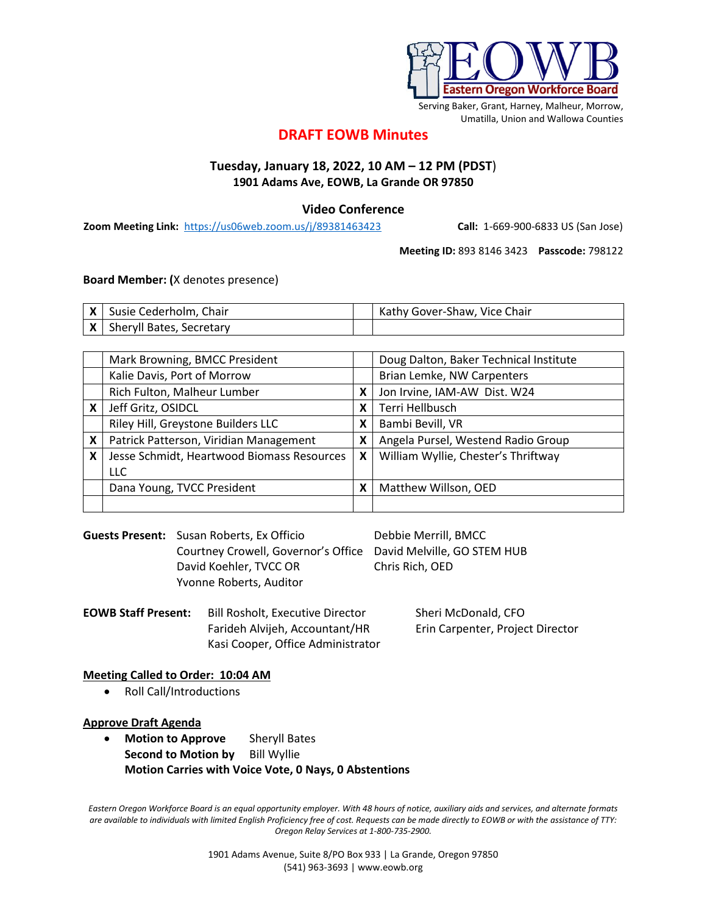EOWB Eastern Oregon Workforce Board

Serving Baker, Grant, Harney, Malheur, Morrow, Umatilla, Union and Wallowa Counties

# DRAFT EOWB Minutes

**Tuesday, January 18, 2022, 10 AM – 12 PM (PDST)**
**1901 Adams Ave, EOWB, La Grande OR 97850**

**Video Conference**

**Zoom Meeting Link:** https://us06web.zoom.us/j/89381463423 **Call:** 1-669-900-6833 US (San Jose)

**Meeting ID:** 893 8146 3423 **Passcode:** 798122

**Board Member: (**X denotes presence)

| | | | |
|---|---|---|---|
| X | Susie Cederholm, Chair | | Kathy Gover-Shaw, Vice Chair |
| X | Sheryll Bates, Secretary | | |

| | | | |
|---|---|---|---|
| | Mark Browning, BMCC President | | Doug Dalton, Baker Technical Institute |
| | Kalie Davis, Port of Morrow | | Brian Lemke, NW Carpenters |
| | Rich Fulton, Malheur Lumber | X | Jon Irvine, IAM-AW Dist. W24 |
| X | Jeff Gritz, OSIDCL | X | Terri Hellbusch |
| | Riley Hill, Greystone Builders LLC | X | Bambi Bevill, VR |
| X | Patrick Patterson, Viridian Management | X | Angela Pursel, Westend Radio Group |
| X | Jesse Schmidt, Heartwood Biomass Resources LLC | X | William Wyllie, Chester's Thriftway |
| | Dana Young, TVCC President | X | Matthew Willson, OED |
| | | | |

**Guests Present:**
- Susan Roberts, Ex Officio
- Courtney Crowell, Governor's Office
- David Koehler, TVCC OR
- Yvonne Roberts, Auditor
- Debbie Merrill, BMCC
- David Melville, GO STEM HUB
- Chris Rich, OED

**EOWB Staff Present:**
- Bill Rosholt, Executive Director
- Farideh Alvijeh, Accountant/HR
- Kasi Cooper, Office Administrator
- Sheri McDonald, CFO
- Erin Carpenter, Project Director

**Meeting Called to Order: 10:04 AM**

- Roll Call/Introductions

**Approve Draft Agenda**

- **Motion to Approve** Sheryll Bates
  **Second to Motion by** Bill Wyllie
  **Motion Carries with Voice Vote, 0 Nays, 0 Abstentions**

*Eastern Oregon Workforce Board is an equal opportunity employer. With 48 hours of notice, auxiliary aids and services, and alternate formats are available to individuals with limited English Proficiency free of cost. Requests can be made directly to EOWB or with the assistance of TTY: Oregon Relay Services at 1-800-735-2900.*

1901 Adams Avenue, Suite 8/PO Box 933 | La Grande, Oregon 97850
(541) 963-3693 | www.eowb.org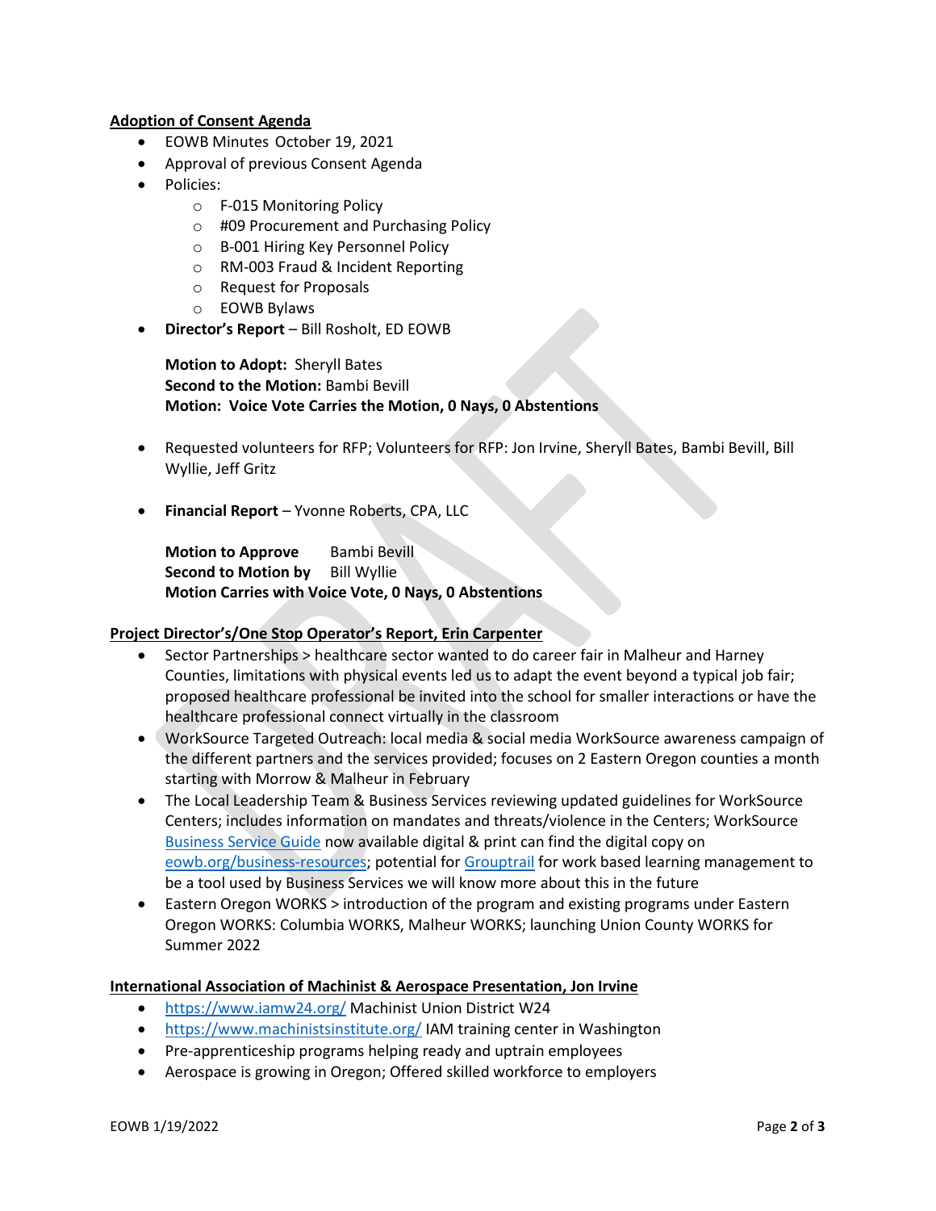**Adoption of Consent Agenda**

- EOWB Minutes October 19, 2021
- Approval of previous Consent Agenda
- Policies:
    - F-015 Monitoring Policy
    - #09 Procurement and Purchasing Policy
    - B-001 Hiring Key Personnel Policy
    - RM-003 Fraud & Incident Reporting
    - Request for Proposals
    - EOWB Bylaws
- **Director's Report** – Bill Rosholt, ED EOWB

  **Motion to Adopt:** Sheryll Bates
  **Second to the Motion:** Bambi Bevill
  **Motion: Voice Vote Carries the Motion, 0 Nays, 0 Abstentions**

- Requested volunteers for RFP; Volunteers for RFP: Jon Irvine, Sheryll Bates, Bambi Bevill, Bill Wyllie, Jeff Gritz

- **Financial Report** – Yvonne Roberts, CPA, LLC

  **Motion to Approve** Bambi Bevill
  **Second to Motion by** Bill Wyllie
  **Motion Carries with Voice Vote, 0 Nays, 0 Abstentions**

**Project Director's/One Stop Operator's Report, Erin Carpenter**

- Sector Partnerships > healthcare sector wanted to do career fair in Malheur and Harney Counties, limitations with physical events led us to adapt the event beyond a typical job fair; proposed healthcare professional be invited into the school for smaller interactions or have the healthcare professional connect virtually in the classroom
- WorkSource Targeted Outreach: local media & social media WorkSource awareness campaign of the different partners and the services provided; focuses on 2 Eastern Oregon counties a month starting with Morrow & Malheur in February
- The Local Leadership Team & Business Services reviewing updated guidelines for WorkSource Centers; includes information on mandates and threats/violence in the Centers; WorkSource Business Service Guide now available digital & print can find the digital copy on eowb.org/business-resources; potential for Grouptrail for work based learning management to be a tool used by Business Services we will know more about this in the future
- Eastern Oregon WORKS > introduction of the program and existing programs under Eastern Oregon WORKS: Columbia WORKS, Malheur WORKS; launching Union County WORKS for Summer 2022

**International Association of Machinist & Aerospace Presentation, Jon Irvine**

- https://www.iamw24.org/ Machinist Union District W24
- https://www.machinistsinstitute.org/ IAM training center in Washington
- Pre-apprenticeship programs helping ready and uptrain employees
- Aerospace is growing in Oregon; Offered skilled workforce to employers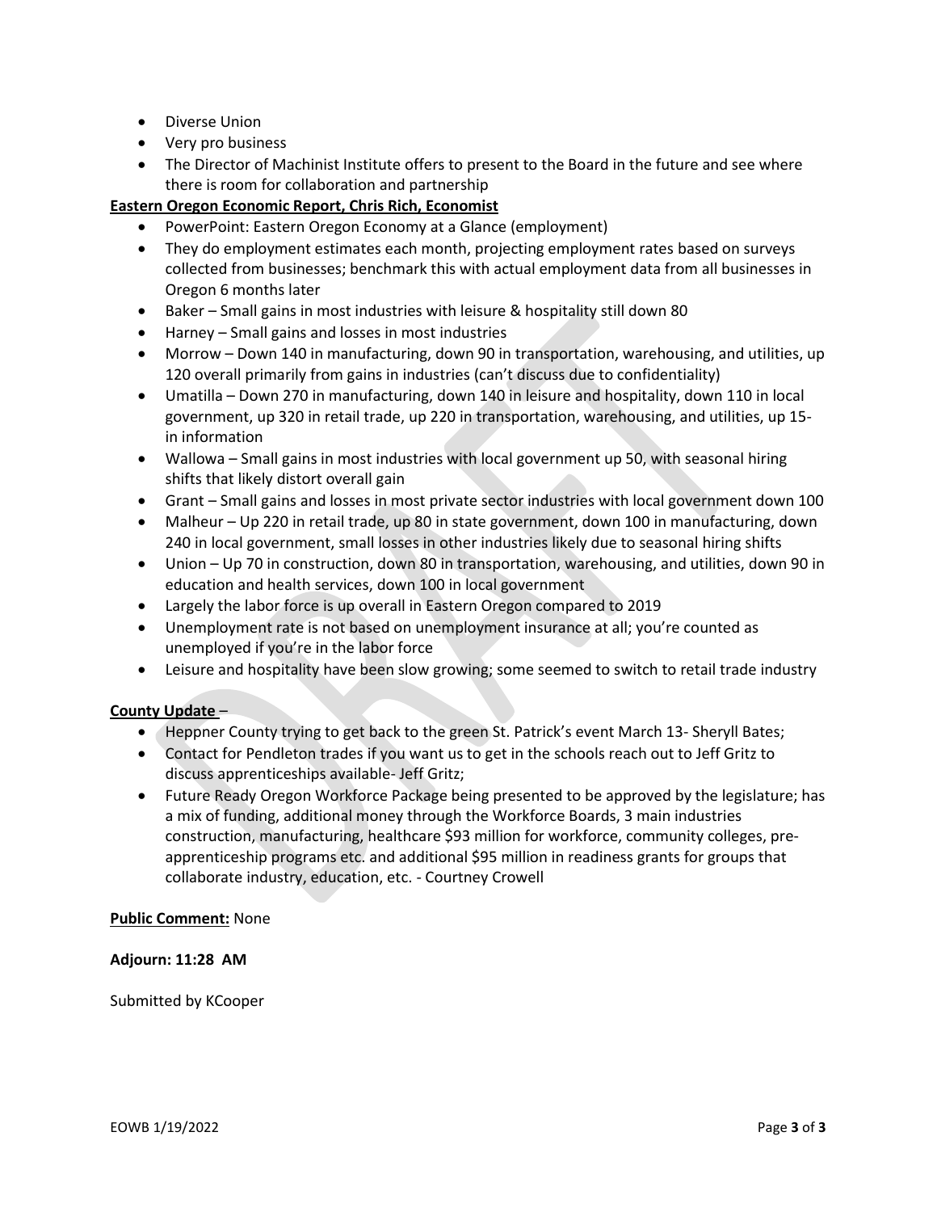- Diverse Union
- Very pro business
- The Director of Machinist Institute offers to present to the Board in the future and see where there is room for collaboration and partnership

**Eastern Oregon Economic Report, Chris Rich, Economist**

- PowerPoint: Eastern Oregon Economy at a Glance (employment)
- They do employment estimates each month, projecting employment rates based on surveys collected from businesses; benchmark this with actual employment data from all businesses in Oregon 6 months later
- Baker – Small gains in most industries with leisure & hospitality still down 80
- Harney – Small gains and losses in most industries
- Morrow – Down 140 in manufacturing, down 90 in transportation, warehousing, and utilities, up 120 overall primarily from gains in industries (can't discuss due to confidentiality)
- Umatilla – Down 270 in manufacturing, down 140 in leisure and hospitality, down 110 in local government, up 320 in retail trade, up 220 in transportation, warehousing, and utilities, up 15- in information
- Wallowa – Small gains in most industries with local government up 50, with seasonal hiring shifts that likely distort overall gain
- Grant – Small gains and losses in most private sector industries with local government down 100
- Malheur – Up 220 in retail trade, up 80 in state government, down 100 in manufacturing, down 240 in local government, small losses in other industries likely due to seasonal hiring shifts
- Union – Up 70 in construction, down 80 in transportation, warehousing, and utilities, down 90 in education and health services, down 100 in local government
- Largely the labor force is up overall in Eastern Oregon compared to 2019
- Unemployment rate is not based on unemployment insurance at all; you're counted as unemployed if you're in the labor force
- Leisure and hospitality have been slow growing; some seemed to switch to retail trade industry

**County Update** –

- Heppner County trying to get back to the green St. Patrick's event March 13- Sheryll Bates;
- Contact for Pendleton trades if you want us to get in the schools reach out to Jeff Gritz to discuss apprenticeships available- Jeff Gritz;
- Future Ready Oregon Workforce Package being presented to be approved by the legislature; has a mix of funding, additional money through the Workforce Boards, 3 main industries construction, manufacturing, healthcare $93 million for workforce, community colleges, pre-apprenticeship programs etc. and additional $95 million in readiness grants for groups that collaborate industry, education, etc. - Courtney Crowell

**Public Comment:** None

**Adjourn: 11:28 AM**

Submitted by KCooper